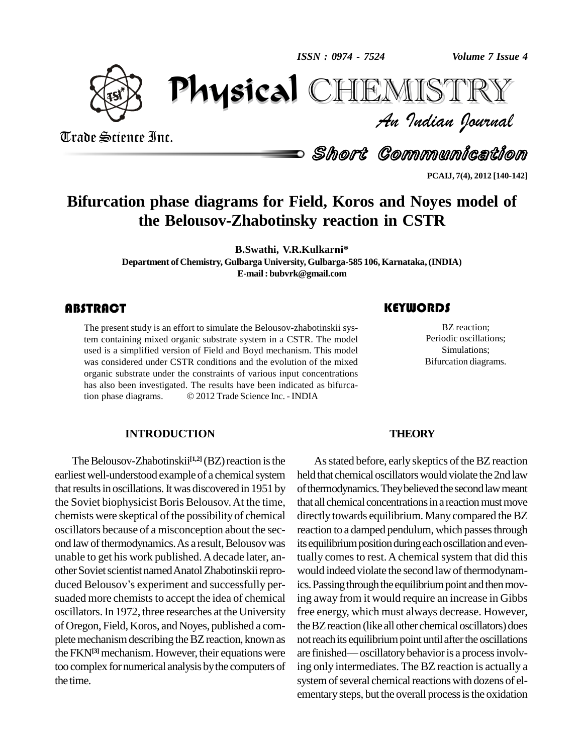# Bifurcation phase diagrams for Field, Koros and Noyes model of the Belousov-Zhabotinsky reaction in CSTR

**B.Swathi, V.R.Kulkarni***

**Department of Chemistry, Gulbarga University, Gulbarga-585 106, Karnataka, (INDIA)**

**E-mail : bubvrk@gmail.com**

## ABSTRACT

The present study is an effort to simulate the Belousov-zhabotinskii system containing mixed organic substrate system in a CSTR. The model used is a simplified version of Field and Boyd mechanism. This model was considered under CSTR conditions and the evolution of the mixed organic substrate under the constraints of various input concentrations has also been investigated. The results have been indicated as bifurcation phase diagrams. © 2012 Trade Science Inc. - INDIA

## KEYWORDS

BZ reaction;
Periodic oscillations;
Simulations;
Bifurcation diagrams.

## INTRODUCTION

The Belousov-Zhabotinskii[1,2] (BZ) reaction is the earliest well-understood example of a chemical system that results in oscillations. It was discovered in 1951 by the Soviet biophysicist Boris Belousov. At the time, chemists were skeptical of the possibility of chemical oscillators because of a misconception about the second law of thermodynamics. As a result, Belousov was unable to get his work published. A decade later, another Soviet scientist named Anatol Zhabotinskii reproduced Belousov's experiment and successfully persuaded more chemists to accept the idea of chemical oscillators. In 1972, three researches at the University of Oregon, Field, Koros, and Noyes, published a complete mechanism describing the BZ reaction, known as the FKN[3] mechanism. However, their equations were too complex for numerical analysis by the computers of the time.

## THEORY

As stated before, early skeptics of the BZ reaction held that chemical oscillators would violate the 2nd law of thermodynamics. They believed the second law meant that all chemical concentrations in a reaction must move directly towards equilibrium. Many compared the BZ reaction to a damped pendulum, which passes through its equilibrium position during each oscillation and eventually comes to rest. A chemical system that did this would indeed violate the second law of thermodynamics. Passing through the equilibrium point and then moving away from it would require an increase in Gibbs free energy, which must always decrease. However, the BZ reaction (like all other chemical oscillators) does not reach its equilibrium point until after the oscillations are finished— oscillatory behavior is a process involving only intermediates. The BZ reaction is actually a system of several chemical reactions with dozens of elementary steps, but the overall process is the oxidation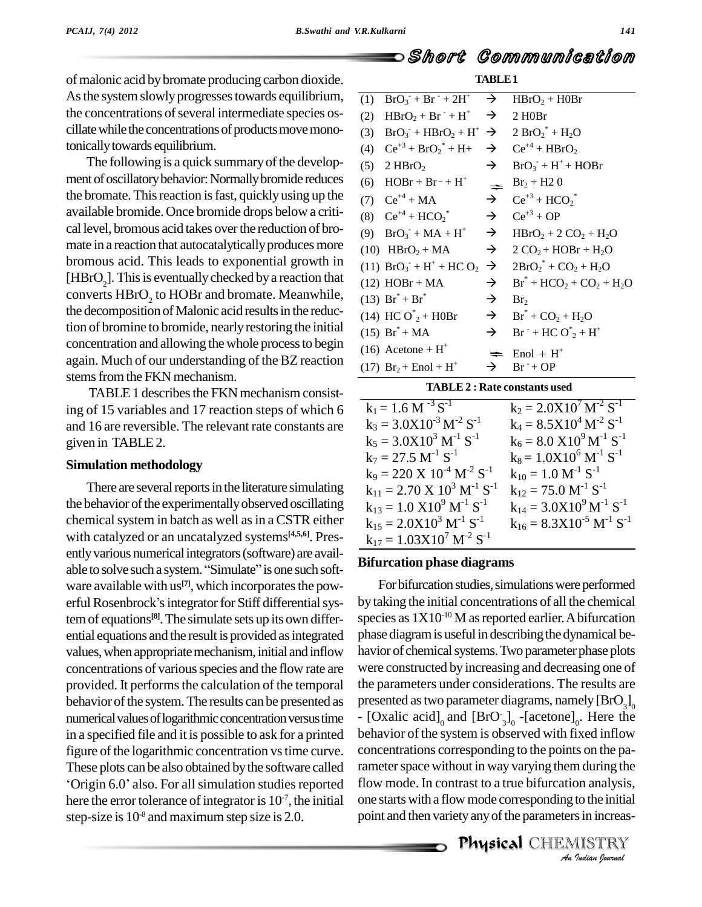of malonic acid by bromate producing carbon dioxide. As the system slowly progresses towards equilibrium, the concentrations of several intermediate species oscillate while the concentrations of products move monotonically towards equilibrium.

The following is a quick summary of the development of oscillatory behavior: Normally bromide reduces the bromate. This reaction is fast, quickly using up the available bromide. Once bromide drops below a critical level, bromous acid takes over the reduction of bromate in a reaction that autocatalytically produces more bromous acid. This leads to exponential growth in $[HBrO_2]$. This is eventually checked by a reaction that converts $HBrO_2$ to HOBr and bromate. Meanwhile, the decomposition of Malonic acid results in the reduction of bromine to bromide, nearly restoring the initial concentration and allowing the whole process to begin again. Much of our understanding of the BZ reaction stems from the FKN mechanism.

TABLE 1 describes the FKN mechanism consisting of 15 variables and 17 reaction steps of which 6 and 16 are reversible. The relevant rate constants are given in TABLE 2.

## Simulation methodology

There are several reports in the literature simulating the behavior of the experimentally observed oscillating chemical system in batch as well as in a CSTR either with catalyzed or an uncatalyzed systems[4,5,6]. Presently various numerical integrators (software) are available to solve such a system. "Simulate" is one such software available with us[7], which incorporates the powerful Rosenbrock's integrator for Stiff differential system of equations[8]. The simulate sets up its own differential equations and the result is provided as integrated values, when appropriate mechanism, initial and inflow concentrations of various species and the flow rate are provided. It performs the calculation of the temporal behavior of the system. The results can be presented as numerical values of logarithmic concentration versus time in a specified file and it is possible to ask for a printed figure of the logarithmic concentration vs time curve. These plots can be also obtained by the software called 'Origin 6.0' also. For all simulation studies reported here the error tolerance of integrator is $10^{-7}$, the initial step-size is $10^{-8}$ and maximum step size is 2.0.

**TABLE 1**

| | Reactants | | Products |
|---|---|---|---|
| (1) | $BrO_3^- + Br^- + 2H^+$ | $\rightarrow$ | $HBrO_2 + H0Br$ |
| (2) | $HBrO_2 + Br^- + H^+$ | $\rightarrow$ | 2 H0Br |
| (3) | $BrO_3^- + HBrO_2 + H^+$ | $\rightarrow$ | $2\,BrO_2^* + H_2O$ |
| (4) | $Ce^{+3} + BrO_2^* + H+$ | $\rightarrow$ | $Ce^{+4} + HBrO_2$ |
| (5) | $2\,HBrO_2$ | $\rightarrow$ | $BrO_3^- + H^+ + HOBr$ |
| (6) | $HOBr + Br^- + H^+$ | $\rightleftharpoons$ | $Br_2 + H2\,0$ |
| (7) | $Ce^{+4} + MA$ | $\rightarrow$ | $Ce^{+3} + HCO_2^*$ |
| (8) | $Ce^{+4} + HCO_2^*$ | $\rightarrow$ | $Ce^{+3} + OP$ |
| (9) | $BrO_3^- + MA + H^+$ | $\rightarrow$ | $HBrO_2 + 2\,CO_2 + H_2O$ |
| (10) | $HBrO_2 + MA$ | $\rightarrow$ | $2\,CO_2 + HOBr + H_2O$ |
| (11) | $BrO_3^- + H^+ + HC\,O_2$ | $\rightarrow$ | $2BrO_2^* + CO_2 + H_2O$ |
| (12) | $HOBr + MA$ | $\rightarrow$ | $Br^* + HCO_2 + CO_2 + H_2O$ |
| (13) | $Br^* + Br^*$ | $\rightarrow$ | $Br_2$ |
| (14) | $HC\,O_2^* + H0Br$ | $\rightarrow$ | $Br^* + CO_2 + H_2O$ |
| (15) | $Br^* + MA$ | $\rightarrow$ | $Br^- + HC\,O_2^* + H^+$ |
| (16) | $Acetone + H^+$ | $\rightleftharpoons$ | $Enol + H^+$ |
| (17) | $Br_2 + Enol + H^+$ | $\rightarrow$ | $Br^- + OP$ |

**TABLE 2 : Rate constants used**

| | |
|---|---|
| $k_1 = 1.6\ M^{-3}\ S^{-1}$ | $k_2 = 2.0X10^7\ M^{-2}\ S^{-1}$ |
| $k_3 = 3.0X10^{-3}\ M^{-2}\ S^{-1}$ | $k_4 = 8.5X10^4\ M^{-2}\ S^{-1}$ |
| $k_5 = 3.0X10^3\ M^{-1}\ S^{-1}$ | $k_6 = 8.0\ X10^9\ M^{-1}\ S^{-1}$ |
| $k_7 = 27.5\ M^{-1}\ S^{-1}$ | $k_8 = 1.0X10^6\ M^{-1}\ S^{-1}$ |
| $k_9 = 220\ X\ 10^{-4}\ M^{-2}\ S^{-1}$ | $k_{10} = 1.0\ M^{-1}\ S^{-1}$ |
| $k_{11} = 2.70\ X\ 10^3\ M^{-1}\ S^{-1}$ | $k_{12} = 75.0\ M^{-1}\ S^{-1}$ |
| $k_{13} = 1.0\ X10^9\ M^{-1}\ S^{-1}$ | $k_{14} = 3.0X10^9\ M^{-1}\ S^{-1}$ |
| $k_{15} = 2.0X10^3\ M^{-1}\ S^{-1}$ | $k_{16} = 8.3X10^{-5}\ M^{-1}\ S^{-1}$ |
| $k_{17} = 1.03X10^7\ M^{-2}\ S^{-1}$ | |

## Bifurcation phase diagrams

For bifurcation studies, simulations were performed by taking the initial concentrations of all the chemical species as $1X10^{-10}$ M as reported earlier. A bifurcation phase diagram is useful in describing the dynamical behavior of chemical systems. Two parameter phase plots were constructed by increasing and decreasing one of the parameters under considerations. The results are presented as two parameter diagrams, namely $[BrO_3]_0$ - $[Oxalic\ acid]_0$ and $[BrO_3^-]_0$ -$[acetone]_0$. Here the behavior of the system is observed with fixed inflow concentrations corresponding to the points on the parameter space without in way varying them during the flow mode. In contrast to a true bifurcation analysis, one starts with a flow mode corresponding to the initial point and then variety any of the parameters in increas-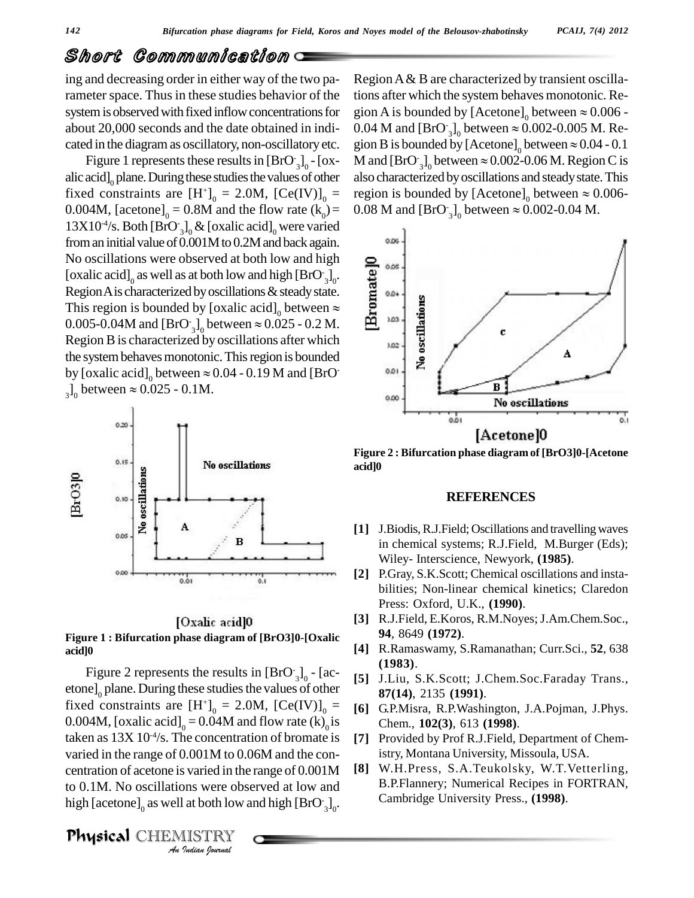ing and decreasing order in either way of the two parameter space. Thus in these studies behavior of the system is observed with fixed inflow concentrations for about 20,000 seconds and the date obtained in indicated in the diagram as oscillatory, non-oscillatory etc.

Figure 1 represents these results in $[BrO^-_3]_0$ - [oxalic acid]$_0$ plane. During these studies the values of other fixed constraints are $[H^+]_0$ = 2.0M, $[Ce(IV)]_0$ = 0.004M, [acetone]$_0$ = 0.8M and the flow rate ($k_0$) = $13X10^{-4}$/s. Both $[BrO^-_3]_0$ & [oxalic acid]$_0$ were varied from an initial value of 0.001M to 0.2M and back again. No oscillations were observed at both low and high [oxalic acid]$_0$ as well as at both low and high $[BrO^-_3]_0$. Region A is characterized by oscillations & steady state. This region is bounded by [oxalic acid]$_0$ between ≈ 0.005-0.04M and $[BrO^-_3]_0$ between ≈ 0.025 - 0.2 M. Region B is characterized by oscillations after which the system behaves monotonic. This region is bounded by [oxalic acid]$_0$ between ≈ 0.04 - 0.19 M and $[BrO^-_3]_0$ between ≈ 0.025 - 0.1M.

[BrO3]0

No oscillations

No oscillations

A

B

0.20

0.15

0.10

0.05

0.00

0.01

0.1

[Oxalic acid]0

**Figure 1 : Bifurcation phase diagram of [BrO3]0-[Oxalic acid]0**

Figure 2 represents the results in $[BrO^-_3]_0$ - [acetone]$_0$ plane. During these studies the values of other fixed constraints are $[H^+]_0$ = 2.0M, $[Ce(IV)]_0$ = 0.004M, [oxalic acid]$_0$ = 0.04M and flow rate $(k)_0$ is taken as $13X\ 10^{-4}$/s. The concentration of bromate is varied in the range of 0.001M to 0.06M and the concentration of acetone is varied in the range of 0.001M to 0.1M. No oscillations were observed at low and high [acetone]$_0$ as well at both low and high $[BrO^-_3]_0$.

Region A & B are characterized by transient oscillations after which the system behaves monotonic. Region A is bounded by [Acetone]$_0$ between ≈ 0.006 - 0.04 M and $[BrO^-_3]_0$ between ≈ 0.002-0.005 M. Region B is bounded by [Acetone]$_0$ between ≈ 0.04 - 0.1 M and $[BrO^-_3]_0$ between ≈ 0.002-0.06 M. Region C is also characterized by oscillations and steady state. This region is bounded by [Acetone]$_0$ between ≈ 0.006-0.08 M and $[BrO^-_3]_0$ between ≈ 0.002-0.04 M.

[Bromate]0

No oscillations

c

A

B

No oscillations

0.06

0.05

0.04

0.03

0.02

0.01

0.00

0.01

0.1

[Acetone]0

**Figure 2 : Bifurcation phase diagram of [BrO3]0-[Acetone acid]0**

## REFERENCES

[1] J.Biodis, R.J.Field; Oscillations and travelling waves in chemical systems; R.J.Field, M.Burger (Eds); Wiley- Interscience, Newyork, **(1985)**.

[2] P.Gray, S.K.Scott; Chemical oscillations and instabilities; Non-linear chemical kinetics; Claredon Press: Oxford, U.K., **(1990)**.

[3] R.J.Field, E.Koros, R.M.Noyes; J.Am.Chem.Soc., **94**, 8649 **(1972)**.

[4] R.Ramaswamy, S.Ramanathan; Curr.Sci., **52**, 638 **(1983)**.

[5] J.Liu, S.K.Scott; J.Chem.Soc.Faraday Trans., **87(14)**, 2135 **(1991)**.

[6] G.P.Misra, R.P.Washington, J.A.Pojman, J.Phys. Chem., **102(3)**, 613 **(1998)**.

[7] Provided by Prof R.J.Field, Department of Chemistry, Montana University, Missoula, USA.

[8] W.H.Press, S.A.Teukolsky, W.T.Vetterling, B.P.Flannery; Numerical Recipes in FORTRAN, Cambridge University Press., **(1998)**.